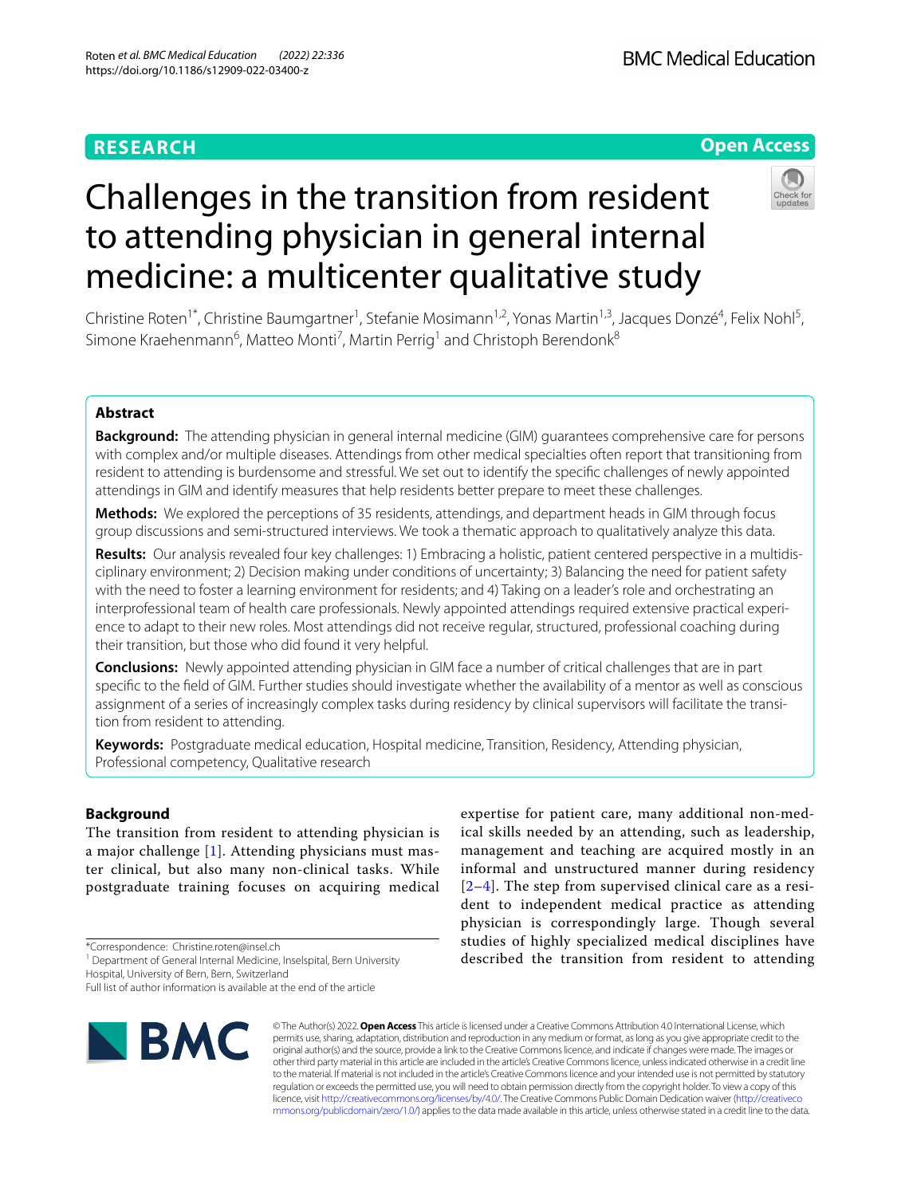RESEARCH

Open Access

# Challenges in the transition from resident to attending physician in general internal medicine: a multicenter qualitative study

Christine Roten[1*], Christine Baumgartner[1], Stefanie Mosimann[1,2], Yonas Martin[1,3], Jacques Donzé[4], Felix Nohl[5], Simone Kraehenmann[6], Matteo Monti[7], Martin Perrig[1] and Christoph Berendonk[8]

## Abstract

**Background:** The attending physician in general internal medicine (GIM) guarantees comprehensive care for persons with complex and/or multiple diseases. Attendings from other medical specialties often report that transitioning from resident to attending is burdensome and stressful. We set out to identify the specific challenges of newly appointed attendings in GIM and identify measures that help residents better prepare to meet these challenges.

**Methods:** We explored the perceptions of 35 residents, attendings, and department heads in GIM through focus group discussions and semi-structured interviews. We took a thematic approach to qualitatively analyze this data.

**Results:** Our analysis revealed four key challenges: 1) Embracing a holistic, patient centered perspective in a multidisciplinary environment; 2) Decision making under conditions of uncertainty; 3) Balancing the need for patient safety with the need to foster a learning environment for residents; and 4) Taking on a leader's role and orchestrating an interprofessional team of health care professionals. Newly appointed attendings required extensive practical experience to adapt to their new roles. Most attendings did not receive regular, structured, professional coaching during their transition, but those who did found it very helpful.

**Conclusions:** Newly appointed attending physician in GIM face a number of critical challenges that are in part specific to the field of GIM. Further studies should investigate whether the availability of a mentor as well as conscious assignment of a series of increasingly complex tasks during residency by clinical supervisors will facilitate the transition from resident to attending.

**Keywords:** Postgraduate medical education, Hospital medicine, Transition, Residency, Attending physician, Professional competency, Qualitative research

## Background

The transition from resident to attending physician is a major challenge [1]. Attending physicians must master clinical, but also many non-clinical tasks. While postgraduate training focuses on acquiring medical expertise for patient care, many additional non-medical skills needed by an attending, such as leadership, management and teaching are acquired mostly in an informal and unstructured manner during residency [2–4]. The step from supervised clinical care as a resident to independent medical practice as attending physician is correspondingly large. Though several studies of highly specialized medical disciplines have described the transition from resident to attending

*Correspondence: Christine.roten@insel.ch

[1] Department of General Internal Medicine, Inselspital, Bern University Hospital, University of Bern, Bern, Switzerland

Full list of author information is available at the end of the article

© The Author(s) 2022. **Open Access** This article is licensed under a Creative Commons Attribution 4.0 International License, which permits use, sharing, adaptation, distribution and reproduction in any medium or format, as long as you give appropriate credit to the original author(s) and the source, provide a link to the Creative Commons licence, and indicate if changes were made. The images or other third party material in this article are included in the article's Creative Commons licence, unless indicated otherwise in a credit line to the material. If material is not included in the article's Creative Commons licence and your intended use is not permitted by statutory regulation or exceeds the permitted use, you will need to obtain permission directly from the copyright holder. To view a copy of this licence, visit http://creativecommons.org/licenses/by/4.0/. The Creative Commons Public Domain Dedication waiver (http://creativecommons.org/publicdomain/zero/1.0/) applies to the data made available in this article, unless otherwise stated in a credit line to the data.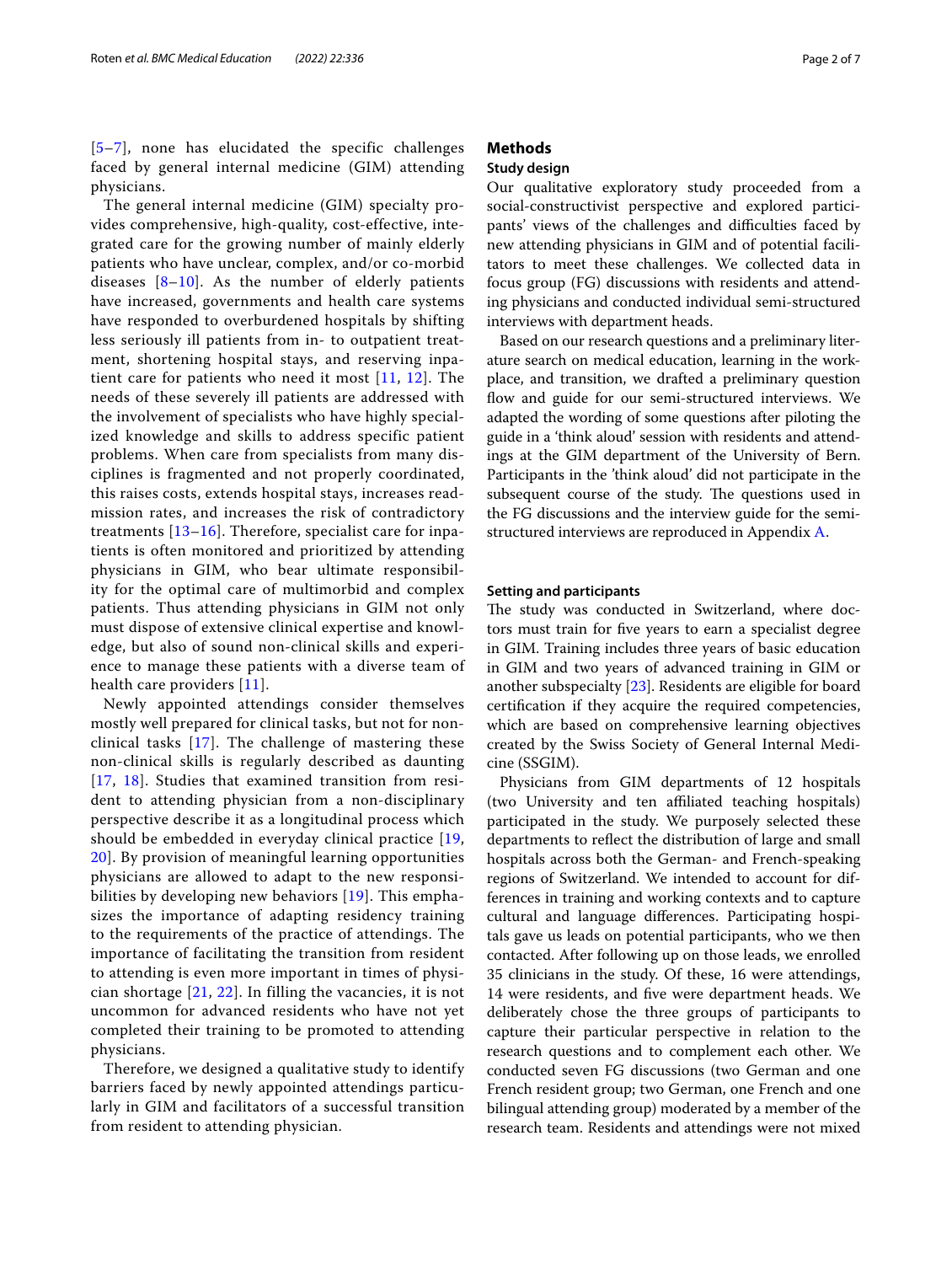[5–7], none has elucidated the specific challenges faced by general internal medicine (GIM) attending physicians.

The general internal medicine (GIM) specialty provides comprehensive, high-quality, cost-effective, integrated care for the growing number of mainly elderly patients who have unclear, complex, and/or co-morbid diseases [8–10]. As the number of elderly patients have increased, governments and health care systems have responded to overburdened hospitals by shifting less seriously ill patients from in- to outpatient treatment, shortening hospital stays, and reserving inpatient care for patients who need it most [11, 12]. The needs of these severely ill patients are addressed with the involvement of specialists who have highly specialized knowledge and skills to address specific patient problems. When care from specialists from many disciplines is fragmented and not properly coordinated, this raises costs, extends hospital stays, increases readmission rates, and increases the risk of contradictory treatments [13–16]. Therefore, specialist care for inpatients is often monitored and prioritized by attending physicians in GIM, who bear ultimate responsibility for the optimal care of multimorbid and complex patients. Thus attending physicians in GIM not only must dispose of extensive clinical expertise and knowledge, but also of sound non-clinical skills and experience to manage these patients with a diverse team of health care providers [11].

Newly appointed attendings consider themselves mostly well prepared for clinical tasks, but not for non-clinical tasks [17]. The challenge of mastering these non-clinical skills is regularly described as daunting [17, 18]. Studies that examined transition from resident to attending physician from a non-disciplinary perspective describe it as a longitudinal process which should be embedded in everyday clinical practice [19, 20]. By provision of meaningful learning opportunities physicians are allowed to adapt to the new responsibilities by developing new behaviors [19]. This emphasizes the importance of adapting residency training to the requirements of the practice of attendings. The importance of facilitating the transition from resident to attending is even more important in times of physician shortage [21, 22]. In filling the vacancies, it is not uncommon for advanced residents who have not yet completed their training to be promoted to attending physicians.

Therefore, we designed a qualitative study to identify barriers faced by newly appointed attendings particularly in GIM and facilitators of a successful transition from resident to attending physician.

## Methods

### Study design

Our qualitative exploratory study proceeded from a social-constructivist perspective and explored participants' views of the challenges and difficulties faced by new attending physicians in GIM and of potential facilitators to meet these challenges. We collected data in focus group (FG) discussions with residents and attending physicians and conducted individual semi-structured interviews with department heads.

Based on our research questions and a preliminary literature search on medical education, learning in the workplace, and transition, we drafted a preliminary question flow and guide for our semi-structured interviews. We adapted the wording of some questions after piloting the guide in a 'think aloud' session with residents and attendings at the GIM department of the University of Bern. Participants in the 'think aloud' did not participate in the subsequent course of the study. The questions used in the FG discussions and the interview guide for the semi-structured interviews are reproduced in Appendix A.

### Setting and participants

The study was conducted in Switzerland, where doctors must train for five years to earn a specialist degree in GIM. Training includes three years of basic education in GIM and two years of advanced training in GIM or another subspecialty [23]. Residents are eligible for board certification if they acquire the required competencies, which are based on comprehensive learning objectives created by the Swiss Society of General Internal Medicine (SSGIM).

Physicians from GIM departments of 12 hospitals (two University and ten affiliated teaching hospitals) participated in the study. We purposely selected these departments to reflect the distribution of large and small hospitals across both the German- and French-speaking regions of Switzerland. We intended to account for differences in training and working contexts and to capture cultural and language differences. Participating hospitals gave us leads on potential participants, who we then contacted. After following up on those leads, we enrolled 35 clinicians in the study. Of these, 16 were attendings, 14 were residents, and five were department heads. We deliberately chose the three groups of participants to capture their particular perspective in relation to the research questions and to complement each other. We conducted seven FG discussions (two German and one French resident group; two German, one French and one bilingual attending group) moderated by a member of the research team. Residents and attendings were not mixed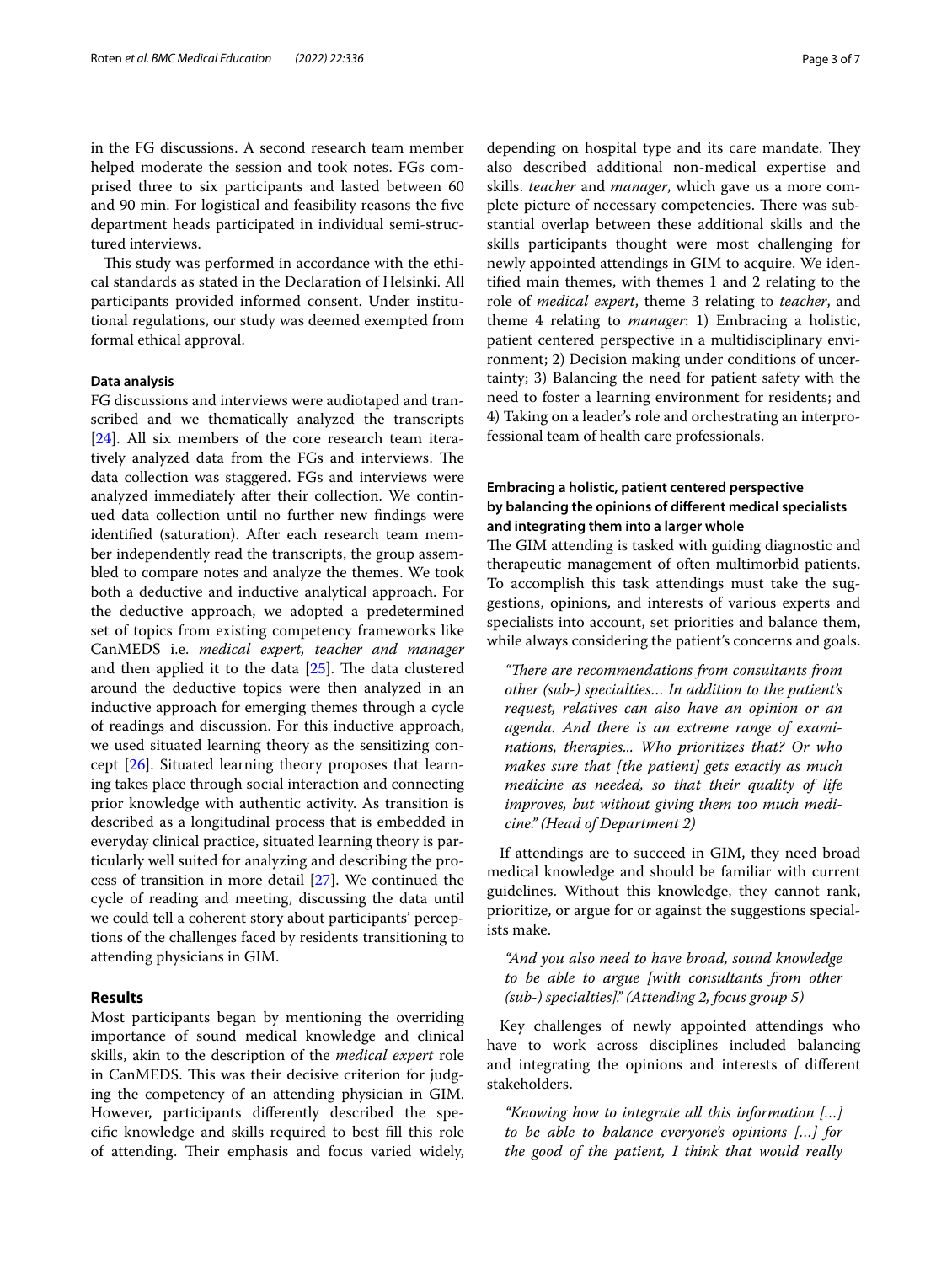in the FG discussions. A second research team member helped moderate the session and took notes. FGs comprised three to six participants and lasted between 60 and 90 min. For logistical and feasibility reasons the five department heads participated in individual semi-structured interviews.

This study was performed in accordance with the ethical standards as stated in the Declaration of Helsinki. All participants provided informed consent. Under institutional regulations, our study was deemed exempted from formal ethical approval.

### Data analysis

FG discussions and interviews were audiotaped and transcribed and we thematically analyzed the transcripts [24]. All six members of the core research team iteratively analyzed data from the FGs and interviews. The data collection was staggered. FGs and interviews were analyzed immediately after their collection. We continued data collection until no further new findings were identified (saturation). After each research team member independently read the transcripts, the group assembled to compare notes and analyze the themes. We took both a deductive and inductive analytical approach. For the deductive approach, we adopted a predetermined set of topics from existing competency frameworks like CanMEDS i.e. *medical expert, teacher and manager* and then applied it to the data [25]. The data clustered around the deductive topics were then analyzed in an inductive approach for emerging themes through a cycle of readings and discussion. For this inductive approach, we used situated learning theory as the sensitizing concept [26]. Situated learning theory proposes that learning takes place through social interaction and connecting prior knowledge with authentic activity. As transition is described as a longitudinal process that is embedded in everyday clinical practice, situated learning theory is particularly well suited for analyzing and describing the process of transition in more detail [27]. We continued the cycle of reading and meeting, discussing the data until we could tell a coherent story about participants' perceptions of the challenges faced by residents transitioning to attending physicians in GIM.

## Results

Most participants began by mentioning the overriding importance of sound medical knowledge and clinical skills, akin to the description of the *medical expert* role in CanMEDS. This was their decisive criterion for judging the competency of an attending physician in GIM. However, participants differently described the specific knowledge and skills required to best fill this role of attending. Their emphasis and focus varied widely, depending on hospital type and its care mandate. They also described additional non-medical expertise and skills. *teacher* and *manager*, which gave us a more complete picture of necessary competencies. There was substantial overlap between these additional skills and the skills participants thought were most challenging for newly appointed attendings in GIM to acquire. We identified main themes, with themes 1 and 2 relating to the role of *medical expert*, theme 3 relating to *teacher*, and theme 4 relating to *manager*: 1) Embracing a holistic, patient centered perspective in a multidisciplinary environment; 2) Decision making under conditions of uncertainty; 3) Balancing the need for patient safety with the need to foster a learning environment for residents; and 4) Taking on a leader's role and orchestrating an interprofessional team of health care professionals.

### Embracing a holistic, patient centered perspective by balancing the opinions of different medical specialists and integrating them into a larger whole

The GIM attending is tasked with guiding diagnostic and therapeutic management of often multimorbid patients. To accomplish this task attendings must take the suggestions, opinions, and interests of various experts and specialists into account, set priorities and balance them, while always considering the patient's concerns and goals.

> *"There are recommendations from consultants from other (sub-) specialties… In addition to the patient's request, relatives can also have an opinion or an agenda. And there is an extreme range of examinations, therapies... Who prioritizes that? Or who makes sure that [the patient] gets exactly as much medicine as needed, so that their quality of life improves, but without giving them too much medicine." (Head of Department 2)*

If attendings are to succeed in GIM, they need broad medical knowledge and should be familiar with current guidelines. Without this knowledge, they cannot rank, prioritize, or argue for or against the suggestions specialists make.

> *"And you also need to have broad, sound knowledge to be able to argue [with consultants from other (sub-) specialties]." (Attending 2, focus group 5)*

Key challenges of newly appointed attendings who have to work across disciplines included balancing and integrating the opinions and interests of different stakeholders.

> *"Knowing how to integrate all this information […] to be able to balance everyone's opinions […] for the good of the patient, I think that would really*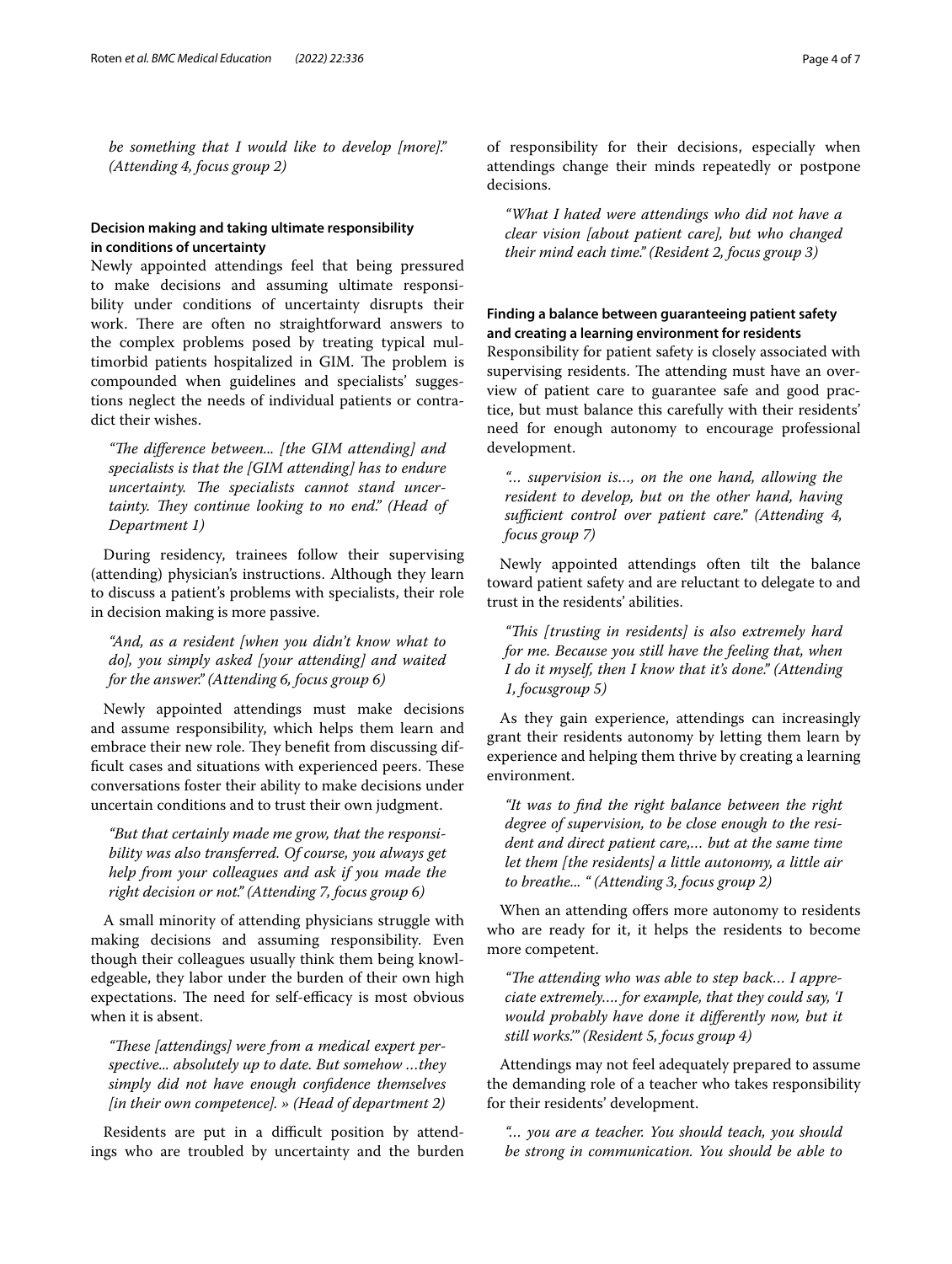*be something that I would like to develop [more]." (Attending 4, focus group 2)*

### Decision making and taking ultimate responsibility in conditions of uncertainty

Newly appointed attendings feel that being pressured to make decisions and assuming ultimate responsibility under conditions of uncertainty disrupts their work. There are often no straightforward answers to the complex problems posed by treating typical multimorbid patients hospitalized in GIM. The problem is compounded when guidelines and specialists' suggestions neglect the needs of individual patients or contradict their wishes.

> *"The difference between... [the GIM attending] and specialists is that the [GIM attending] has to endure uncertainty. The specialists cannot stand uncertainty. They continue looking to no end." (Head of Department 1)*

During residency, trainees follow their supervising (attending) physician's instructions. Although they learn to discuss a patient's problems with specialists, their role in decision making is more passive.

> *"And, as a resident [when you didn't know what to do], you simply asked [your attending] and waited for the answer." (Attending 6, focus group 6)*

Newly appointed attendings must make decisions and assume responsibility, which helps them learn and embrace their new role. They benefit from discussing difficult cases and situations with experienced peers. These conversations foster their ability to make decisions under uncertain conditions and to trust their own judgment.

> *"But that certainly made me grow, that the responsibility was also transferred. Of course, you always get help from your colleagues and ask if you made the right decision or not." (Attending 7, focus group 6)*

A small minority of attending physicians struggle with making decisions and assuming responsibility. Even though their colleagues usually think them being knowledgeable, they labor under the burden of their own high expectations. The need for self-efficacy is most obvious when it is absent.

> *"These [attendings] were from a medical expert perspective... absolutely up to date. But somehow …they simply did not have enough confidence themselves [in their own competence]. » (Head of department 2)*

Residents are put in a difficult position by attendings who are troubled by uncertainty and the burden of responsibility for their decisions, especially when attendings change their minds repeatedly or postpone decisions.

> *"What I hated were attendings who did not have a clear vision [about patient care], but who changed their mind each time." (Resident 2, focus group 3)*

### Finding a balance between guaranteeing patient safety and creating a learning environment for residents

Responsibility for patient safety is closely associated with supervising residents. The attending must have an overview of patient care to guarantee safe and good practice, but must balance this carefully with their residents' need for enough autonomy to encourage professional development.

> *"... supervision is…, on the one hand, allowing the resident to develop, but on the other hand, having sufficient control over patient care." (Attending 4, focus group 7)*

Newly appointed attendings often tilt the balance toward patient safety and are reluctant to delegate to and trust in the residents' abilities.

> *"This [trusting in residents] is also extremely hard for me. Because you still have the feeling that, when I do it myself, then I know that it's done." (Attending 1, focusgroup 5)*

As they gain experience, attendings can increasingly grant their residents autonomy by letting them learn by experience and helping them thrive by creating a learning environment.

> *"It was to find the right balance between the right degree of supervision, to be close enough to the resident and direct patient care,… but at the same time let them [the residents] a little autonomy, a little air to breathe... " (Attending 3, focus group 2)*

When an attending offers more autonomy to residents who are ready for it, it helps the residents to become more competent.

> *"The attending who was able to step back… I appreciate extremely…. for example, that they could say, 'I would probably have done it differently now, but it still works.'" (Resident 5, focus group 4)*

Attendings may not feel adequately prepared to assume the demanding role of a teacher who takes responsibility for their residents' development.

> *"… you are a teacher. You should teach, you should be strong in communication. You should be able to*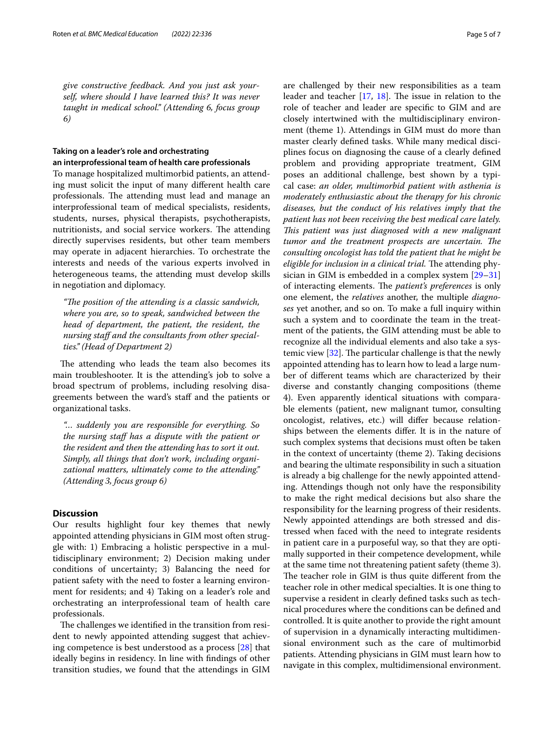*give constructive feedback. And you just ask yourself, where should I have learned this? It was never taught in medical school." (Attending 6, focus group 6)*

### Taking on a leader's role and orchestrating an interprofessional team of health care professionals

To manage hospitalized multimorbid patients, an attending must solicit the input of many different health care professionals. The attending must lead and manage an interprofessional team of medical specialists, residents, students, nurses, physical therapists, psychotherapists, nutritionists, and social service workers. The attending directly supervises residents, but other team members may operate in adjacent hierarchies. To orchestrate the interests and needs of the various experts involved in heterogeneous teams, the attending must develop skills in negotiation and diplomacy.

> *"The position of the attending is a classic sandwich, where you are, so to speak, sandwiched between the head of department, the patient, the resident, the nursing staff and the consultants from other specialties." (Head of Department 2)*

The attending who leads the team also becomes its main troubleshooter. It is the attending's job to solve a broad spectrum of problems, including resolving disagreements between the ward's staff and the patients or organizational tasks.

> *"... suddenly you are responsible for everything. So the nursing staff has a dispute with the patient or the resident and then the attending has to sort it out. Simply, all things that don't work, including organizational matters, ultimately come to the attending." (Attending 3, focus group 6)*

## Discussion

Our results highlight four key themes that newly appointed attending physicians in GIM most often struggle with: 1) Embracing a holistic perspective in a multidisciplinary environment; 2) Decision making under conditions of uncertainty; 3) Balancing the need for patient safety with the need to foster a learning environment for residents; and 4) Taking on a leader's role and orchestrating an interprofessional team of health care professionals.

The challenges we identified in the transition from resident to newly appointed attending suggest that achieving competence is best understood as a process [28] that ideally begins in residency. In line with findings of other transition studies, we found that the attendings in GIM are challenged by their new responsibilities as a team leader and teacher [17, 18]. The issue in relation to the role of teacher and leader are specific to GIM and are closely intertwined with the multidisciplinary environment (theme 1). Attendings in GIM must do more than master clearly defined tasks. While many medical disciplines focus on diagnosing the cause of a clearly defined problem and providing appropriate treatment, GIM poses an additional challenge, best shown by a typical case: *an older, multimorbid patient with asthenia is moderately enthusiastic about the therapy for his chronic diseases, but the conduct of his relatives imply that the patient has not been receiving the best medical care lately. This patient was just diagnosed with a new malignant tumor and the treatment prospects are uncertain. The consulting oncologist has told the patient that he might be eligible for inclusion in a clinical trial.* The attending physician in GIM is embedded in a complex system [29–31] of interacting elements. The *patient's preferences* is only one element, the *relatives* another, the multiple *diagnoses* yet another, and so on. To make a full inquiry within such a system and to coordinate the team in the treatment of the patients, the GIM attending must be able to recognize all the individual elements and also take a systemic view [32]. The particular challenge is that the newly appointed attending has to learn how to lead a large number of different teams which are characterized by their diverse and constantly changing compositions (theme 4). Even apparently identical situations with comparable elements (patient, new malignant tumor, consulting oncologist, relatives, etc.) will differ because relationships between the elements differ. It is in the nature of such complex systems that decisions must often be taken in the context of uncertainty (theme 2). Taking decisions and bearing the ultimate responsibility in such a situation is already a big challenge for the newly appointed attending. Attendings though not only have the responsibility to make the right medical decisions but also share the responsibility for the learning progress of their residents. Newly appointed attendings are both stressed and distressed when faced with the need to integrate residents in patient care in a purposeful way, so that they are optimally supported in their competence development, while at the same time not threatening patient safety (theme 3). The teacher role in GIM is thus quite different from the teacher role in other medical specialties. It is one thing to supervise a resident in clearly defined tasks such as technical procedures where the conditions can be defined and controlled. It is quite another to provide the right amount of supervision in a dynamically interacting multidimensional environment such as the care of multimorbid patients. Attending physicians in GIM must learn how to navigate in this complex, multidimensional environment.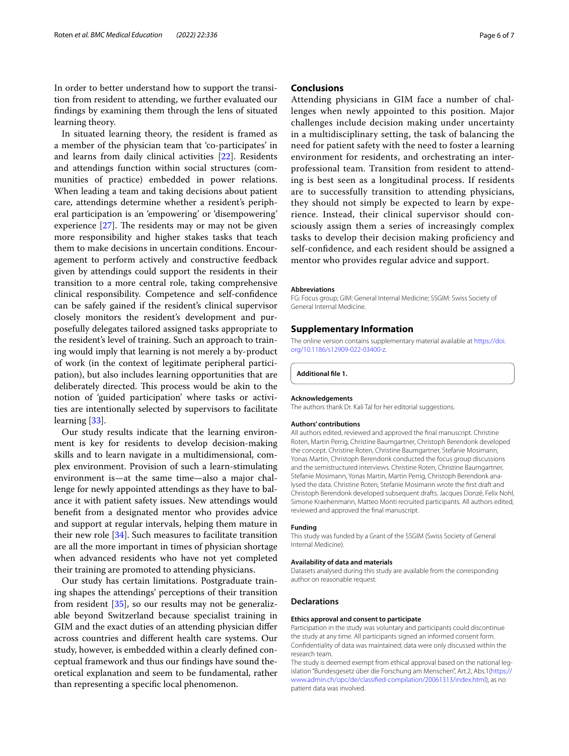In order to better understand how to support the transition from resident to attending, we further evaluated our findings by examining them through the lens of situated learning theory.

In situated learning theory, the resident is framed as a member of the physician team that 'co-participates' in and learns from daily clinical activities [22]. Residents and attendings function within social structures (communities of practice) embedded in power relations. When leading a team and taking decisions about patient care, attendings determine whether a resident's peripheral participation is an 'empowering' or 'disempowering' experience [27]. The residents may or may not be given more responsibility and higher stakes tasks that teach them to make decisions in uncertain conditions. Encouragement to perform actively and constructive feedback given by attendings could support the residents in their transition to a more central role, taking comprehensive clinical responsibility. Competence and self-confidence can be safely gained if the resident's clinical supervisor closely monitors the resident's development and purposefully delegates tailored assigned tasks appropriate to the resident's level of training. Such an approach to training would imply that learning is not merely a by-product of work (in the context of legitimate peripheral participation), but also includes learning opportunities that are deliberately directed. This process would be akin to the notion of 'guided participation' where tasks or activities are intentionally selected by supervisors to facilitate learning [33].

Our study results indicate that the learning environment is key for residents to develop decision-making skills and to learn navigate in a multidimensional, complex environment. Provision of such a learn-stimulating environment is—at the same time—also a major challenge for newly appointed attendings as they have to balance it with patient safety issues. New attendings would benefit from a designated mentor who provides advice and support at regular intervals, helping them mature in their new role [34]. Such measures to facilitate transition are all the more important in times of physician shortage when advanced residents who have not yet completed their training are promoted to attending physicians.

Our study has certain limitations. Postgraduate training shapes the attendings' perceptions of their transition from resident [35], so our results may not be generalizable beyond Switzerland because specialist training in GIM and the exact duties of an attending physician differ across countries and different health care systems. Our study, however, is embedded within a clearly defined conceptual framework and thus our findings have sound theoretical explanation and seem to be fundamental, rather than representing a specific local phenomenon.

## Conclusions

Attending physicians in GIM face a number of challenges when newly appointed to this position. Major challenges include decision making under uncertainty in a multidisciplinary setting, the task of balancing the need for patient safety with the need to foster a learning environment for residents, and orchestrating an interprofessional team. Transition from resident to attending is best seen as a longitudinal process. If residents are to successfully transition to attending physicians, they should not simply be expected to learn by experience. Instead, their clinical supervisor should consciously assign them a series of increasingly complex tasks to develop their decision making proficiency and self-confidence, and each resident should be assigned a mentor who provides regular advice and support.

#### Abbreviations

FG: Focus group; GIM: General Internal Medicine; SSGIM: Swiss Society of General Internal Medicine.

## Supplementary Information

The online version contains supplementary material available at https://doi.org/10.1186/s12909-022-03400-z.

**Additional file 1.**

#### Acknowledgements

The authors thank Dr. Kali Tal for her editorial suggestions.

#### Authors' contributions

All authors edited, reviewed and approved the final manuscript. Christine Roten, Martin Perrig, Christine Baumgartner, Christoph Berendonk developed the concept. Christine Roten, Christine Baumgartner, Stefanie Mosimann, Yonas Martin, Christoph Berendonk conducted the focus group discussions and the semistructured interviews. Christine Roten, Christine Baumgartner, Stefanie Mosimann, Yonas Martin, Martin Perrig, Christoph Berendonk analysed the data. Christine Roten, Stefanie Mosimann wrote the first draft and Christoph Berendonk developed subsequent drafts. Jacques Donzé, Felix Nohl, Simone Kraehenmann, Matteo Monti recruited participants. All authors edited, reviewed and approved the final manuscript.

#### Funding

This study was funded by a Grant of the SSGIM (Swiss Society of General Internal Medicine).

#### Availability of data and materials

Datasets analysed during this study are available from the corresponding author on reasonable request.

## Declarations

#### Ethics approval and consent to participate

Participation in the study was voluntary and participants could discontinue the study at any time. All participants signed an informed consent form. Confidentiality of data was maintained; data were only discussed within the research team.

The study is deemed exempt from ethical approval based on the national legislation "Bundesgesetz über die Forschung am Menschen", Art.2, Abs.1(https://www.admin.ch/opc/de/classified-compilation/20061313/index.html), as no patient data was involved.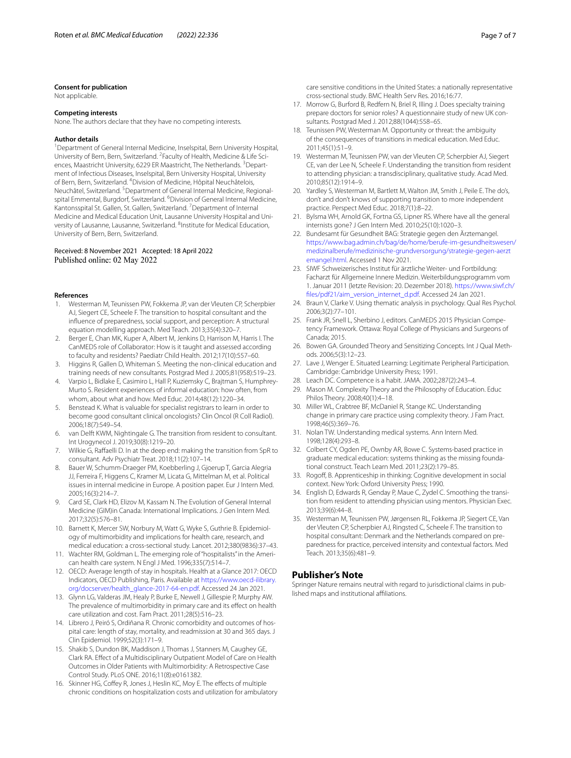### Consent for publication

Not applicable.

### Competing interests

None. The authors declare that they have no competing interests.

### Author details

[1]Department of General Internal Medicine, Inselspital, Bern University Hospital, University of Bern, Bern, Switzerland. [2]Faculty of Health, Medicine & Life Sciences, Maastricht University, 6229 ER Maastricht, The Netherlands. [3]Department of Infectious Diseases, Inselspital, Bern University Hospital, University of Bern, Bern, Switzerland. [4]Division of Medicine, Hôpital Neuchâtelois, Neuchâtel, Switzerland. [5]Department of General Internal Medicine, Regionalspital Emmental, Burgdorf, Switzerland. [6]Division of General Internal Medicine, Kantonsspital St. Gallen, St. Gallen, Switzerland. [7]Department of Internal Medicine and Medical Education Unit, Lausanne University Hospital and University of Lausanne, Lausanne, Switzerland. [8]Institute for Medical Education, University of Bern, Bern, Switzerland.

Received: 8 November 2021 Accepted: 18 April 2022
Published online: 02 May 2022

### References

1. Westerman M, Teunissen PW, Fokkema JP, van der Vleuten CP, Scherpbier AJ, Siegert CE, Scheele F. The transition to hospital consultant and the influence of preparedness, social support, and perception: A structural equation modelling approach. Med Teach. 2013;35(4):320–7.
2. Berger E, Chan MK, Kuper A, Albert M, Jenkins D, Harrison M, Harris I. The CanMEDS role of Collaborator: How is it taught and assessed according to faculty and residents? Paediatr Child Health. 2012;17(10):557–60.
3. Higgins R, Gallen D, Whiteman S. Meeting the non-clinical education and training needs of new consultants. Postgrad Med J. 2005;81(958):519–23.
4. Varpio L, Bidlake E, Casimiro L, Hall P, Kuziemsky C, Brajtman S, Humphrey-Murto S. Resident experiences of informal education: how often, from whom, about what and how. Med Educ. 2014;48(12):1220–34.
5. Benstead K. What is valuable for specialist registrars to learn in order to become good consultant clinical oncologists? Clin Oncol (R Coll Radiol). 2006;18(7):549–54.
6. van Delft KWM, Nightingale G. The transition from resident to consultant. Int Urogynecol J. 2019;30(8):1219–20.
7. Wilkie G, Raffaelli D. In at the deep end: making the transition from SpR to consultant. Adv Psychiatr Treat. 2018;11(2):107–14.
8. Bauer W, Schumm-Draeger PM, Koebberling J, Gjoerup T, Garcia Alegria JJ, Ferreira F, Higgens C, Kramer M, Licata G, Mittelman M, et al. Political issues in internal medicine in Europe. A position paper. Eur J Intern Med. 2005;16(3):214–7.
9. Card SE, Clark HD, Elizov M, Kassam N. The Evolution of General Internal Medicine (GIM)in Canada: International Implications. J Gen Intern Med. 2017;32(5):576–81.
10. Barnett K, Mercer SW, Norbury M, Watt G, Wyke S, Guthrie B. Epidemiology of multimorbidity and implications for health care, research, and medical education: a cross-sectional study. Lancet. 2012;380(9836):37–43.
11. Wachter RM, Goldman L. The emerging role of "hospitalists" in the American health care system. N Engl J Med. 1996;335(7):514–7.
12. OECD: Average length of stay in hospitals. Health at a Glance 2017: OECD Indicators, OECD Publishing, Paris. Available at https://www.oecd-ilibrary.org/docserver/health_glance-2017-64-en.pdf. Accessed 24 Jan 2021.
13. Glynn LG, Valderas JM, Healy P, Burke E, Newell J, Gillespie P, Murphy AW. The prevalence of multimorbidity in primary care and its effect on health care utilization and cost. Fam Pract. 2011;28(5):516–23.
14. Librero J, Peiró S, Ordiñana R. Chronic comorbidity and outcomes of hospital care: length of stay, mortality, and readmission at 30 and 365 days. J Clin Epidemiol. 1999;52(3):171–9.
15. Shakib S, Dundon BK, Maddison J, Thomas J, Stanners M, Caughey GE, Clark RA. Effect of a Multidisciplinary Outpatient Model of Care on Health Outcomes in Older Patients with Multimorbidity: A Retrospective Case Control Study. PLoS ONE. 2016;11(8):e0161382.
16. Skinner HG, Coffey R, Jones J, Heslin KC, Moy E. The effects of multiple chronic conditions on hospitalization costs and utilization for ambulatory care sensitive conditions in the United States: a nationally representative cross-sectional study. BMC Health Serv Res. 2016;16:77.
17. Morrow G, Burford B, Redfern N, Briel R, Illing J. Does specialty training prepare doctors for senior roles? A questionnaire study of new UK consultants. Postgrad Med J. 2012;88(1044):558–65.
18. Teunissen PW, Westerman M. Opportunity or threat: the ambiguity of the consequences of transitions in medical education. Med Educ. 2011;45(1):51–9.
19. Westerman M, Teunissen PW, van der Vleuten CP, Scherpbier AJ, Siegert CE, van der Lee N, Scheele F. Understanding the transition from resident to attending physician: a transdisciplinary, qualitative study. Acad Med. 2010;85(12):1914–9.
20. Yardley S, Westerman M, Bartlett M, Walton JM, Smith J, Peile E. The do's, don't and don't knows of supporting transition to more independent practice. Perspect Med Educ. 2018;7(1):8–22.
21. Bylsma WH, Arnold GK, Fortna GS, Lipner RS. Where have all the general internists gone? J Gen Intern Med. 2010;25(10):1020–3.
22. Bundesamt für Gesundheit BAG: Strategie gegen den Ärztemangel. https://www.bag.admin.ch/bag/de/home/berufe-im-gesundheitswesen/medizinalberufe/medizinische-grundversorgung/strategie-gegen-aerztemangel.html. Accessed 1 Nov 2021.
23. SIWF Schweizerisches Institut für ärztliche Weiter- und Fortbildung: Facharzt für Allgemeine Innere Medizin. Weiterbildungsprogramm vom 1. Januar 2011 (letzte Revision: 20. Dezember 2018). https://www.siwf.ch/files/pdf21/aim_version_internet_d.pdf. Accessed 24 Jan 2021.
24. Braun V, Clarke V. Using thematic analysis in psychology. Qual Res Psychol. 2006;3(2):77–101.
25. Frank JR, Snell L, Sherbino J, editors. CanMEDS 2015 Physician Competency Framework. Ottawa: Royal College of Physicians and Surgeons of Canada; 2015.
26. Bowen GA. Grounded Theory and Sensitizing Concepts. Int J Qual Methods. 2006;5(3):12–23.
27. Lave J, Wenger E. Situated Learning: Legitimate Peripheral Participation. Cambridge: Cambridge University Press; 1991.
28. Leach DC. Competence is a habit. JAMA. 2002;287(2):243–4.
29. Mason M. Complexity Theory and the Philosophy of Education. Educ Philos Theory. 2008;40(1):4–18.
30. Miller WL, Crabtree BF, McDaniel R, Stange KC. Understanding change in primary care practice using complexity theory. J Fam Pract. 1998;46(5):369–76.
31. Nolan TW. Understanding medical systems. Ann Intern Med. 1998;128(4):293–8.
32. Colbert CY, Ogden PE, Ownby AR, Bowe C. Systems-based practice in graduate medical education: systems thinking as the missing foundational construct. Teach Learn Med. 2011;23(2):179–85.
33. Rogoff, B. Apprenticeship in thinking: Cognitive development in social context. New York: Oxford University Press; 1990.
34. English D, Edwards R, Genday P, Maue C, Zydel C. Smoothing the transition from resident to attending physician using mentors. Physician Exec. 2013;39(6):44–8.
35. Westerman M, Teunissen PW, Jørgensen RL, Fokkema JP, Siegert CE, Van der Vleuten CP, Scherpbier AJ, Ringsted C, Scheele F. The transition to hospital consultant: Denmark and the Netherlands compared on preparedness for practice, perceived intensity and contextual factors. Med Teach. 2013;35(6):481–9.

## Publisher's Note

Springer Nature remains neutral with regard to jurisdictional claims in published maps and institutional affiliations.